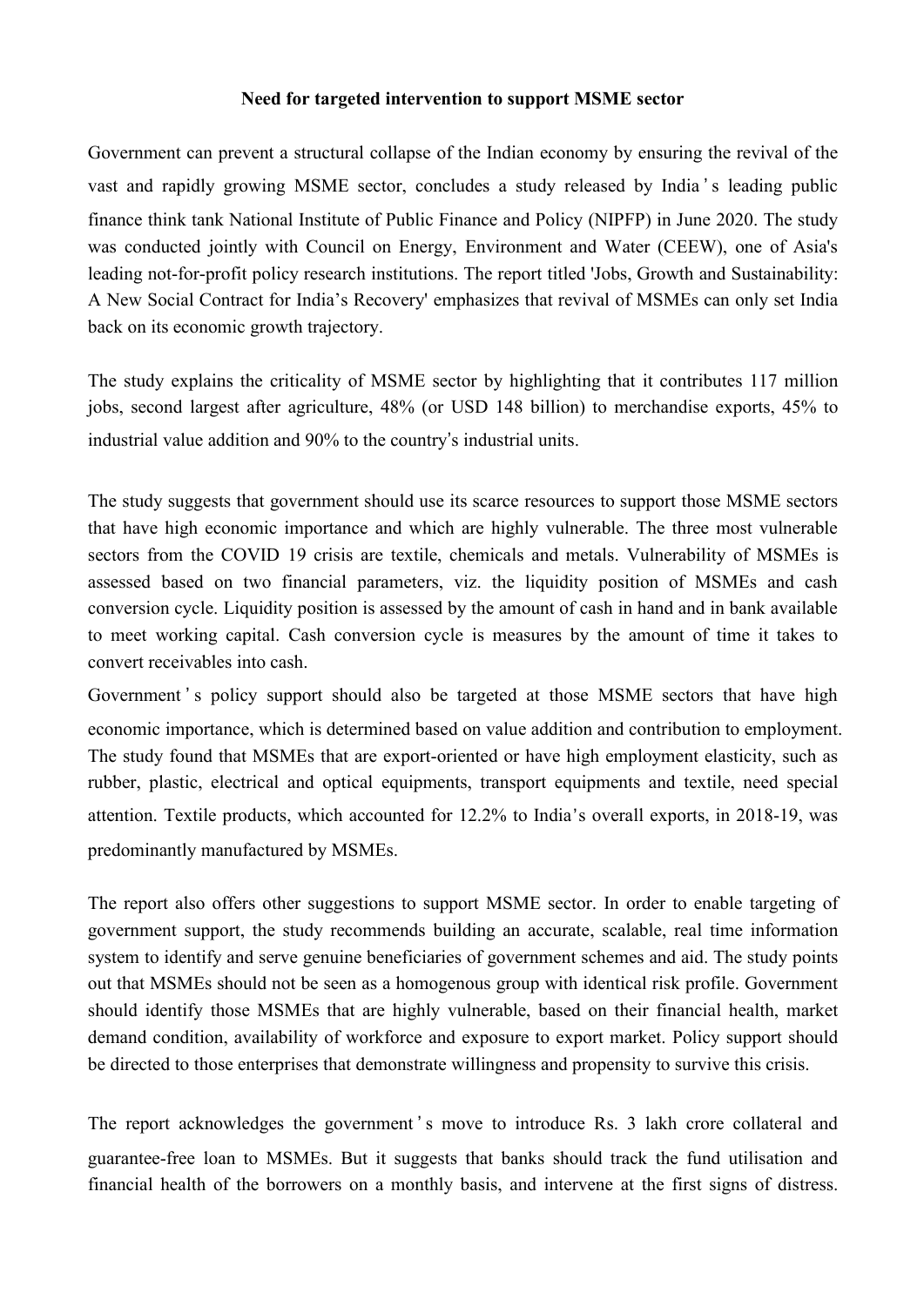**Need for targeted intervention to support MSME sector**

Government can prevent a structural collapse of the Indian economy by ensuring the revival of the vast and rapidly growing MSME sector, concludes a study released by India's leading public finance think tank National Institute of Public Finance and Policy (NIPFP) in June 2020. The study was conducted jointly with Council on Energy, Environment and Water (CEEW), one of Asia's leading not-for-profit policy research institutions. The report titled 'Jobs, Growth and Sustainability: A New Social Contract for India's Recovery' emphasizes that revival of MSMEs can only set India back on its economic growth trajectory.

The study explains the criticality of MSME sector by highlighting that it contributes 117 million jobs, second largest after agriculture, 48% (or USD 148 billion) to merchandise exports, 45% to industrial value addition and 90% to the country's industrial units.

The study suggests that government should use its scarce resources to support those MSME sectors that have high economic importance and which are highly vulnerable. The three most vulnerable sectors from the COVID 19 crisis are textile, chemicals and metals. Vulnerability of MSMEs is assessed based on two financial parameters, viz. the liquidity position of MSMEs and cash conversion cycle. Liquidity position is assessed by the amount of cash in hand and in bank available to meet working capital. Cash conversion cycle is measures by the amount of time it takes to convert receivables into cash.

Government's policy support should also be targeted at those MSME sectors that have high economic importance, which is determined based on value addition and contribution to employment. The study found that MSMEs that are export-oriented or have high employment elasticity, such as rubber, plastic, electrical and optical equipments, transport equipments and textile, need special attention. Textile products, which accounted for 12.2% to India's overall exports, in 2018-19, was predominantly manufactured by MSMEs.

The report also offers other suggestions to support MSME sector. In order to enable targeting of government support, the study recommends building an accurate, scalable, real time information system to identify and serve genuine beneficiaries of government schemes and aid. The study points out that MSMEs should not be seen as a homogenous group with identical risk profile. Government should identify those MSMEs that are highly vulnerable, based on their financial health, market demand condition, availability of workforce and exposure to export market. Policy support should be directed to those enterprises that demonstrate willingness and propensity to survive this crisis.

The report acknowledges the government's move to introduce Rs. 3 lakh crore collateral and guarantee-free loan to MSMEs. But it suggests that banks should track the fund utilisation and financial health of the borrowers on a monthly basis, and intervene at the first signs of distress.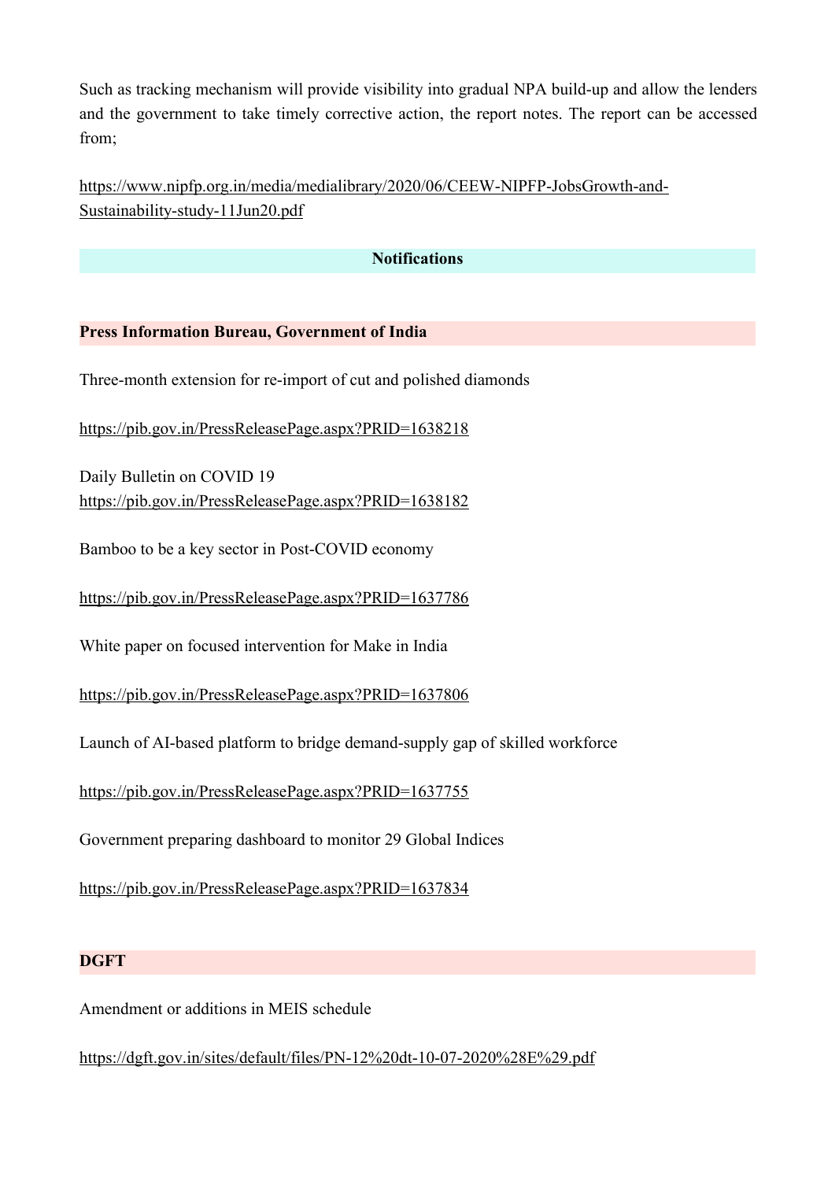Such as tracking mechanism will provide visibility into gradual NPA build-up and allow the lenders and the government to take timely corrective action, the report notes. The report can be accessed from;

https://www.nipfp.org.in/media/medialibrary/2020/06/CEEW-NIPFP-JobsGrowth-and-Sustainability-study-11Jun20.pdf

## Notifications

### Press Information Bureau, Government of India

Three-month extension for re-import of cut and polished diamonds

https://pib.gov.in/PressReleasePage.aspx?PRID=1638218

Daily Bulletin on COVID 19
https://pib.gov.in/PressReleasePage.aspx?PRID=1638182

Bamboo to be a key sector in Post-COVID economy

https://pib.gov.in/PressReleasePage.aspx?PRID=1637786

White paper on focused intervention for Make in India

https://pib.gov.in/PressReleasePage.aspx?PRID=1637806

Launch of AI-based platform to bridge demand-supply gap of skilled workforce

https://pib.gov.in/PressReleasePage.aspx?PRID=1637755

Government preparing dashboard to monitor 29 Global Indices

https://pib.gov.in/PressReleasePage.aspx?PRID=1637834

### DGFT

Amendment or additions in MEIS schedule

https://dgft.gov.in/sites/default/files/PN-12%20dt-10-07-2020%28E%29.pdf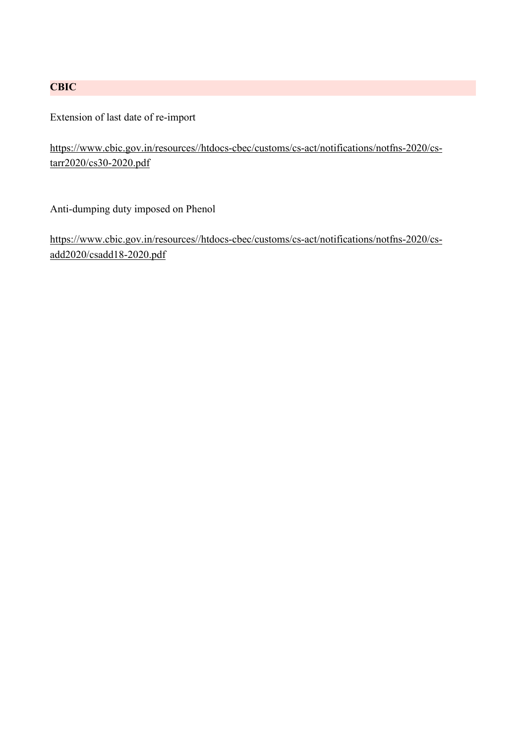**CBIC**

Extension of last date of re-import

https://www.cbic.gov.in/resources//htdocs-cbec/customs/cs-act/notifications/notfns-2020/cs-tarr2020/cs30-2020.pdf

Anti-dumping duty imposed on Phenol

https://www.cbic.gov.in/resources//htdocs-cbec/customs/cs-act/notifications/notfns-2020/cs-add2020/csadd18-2020.pdf